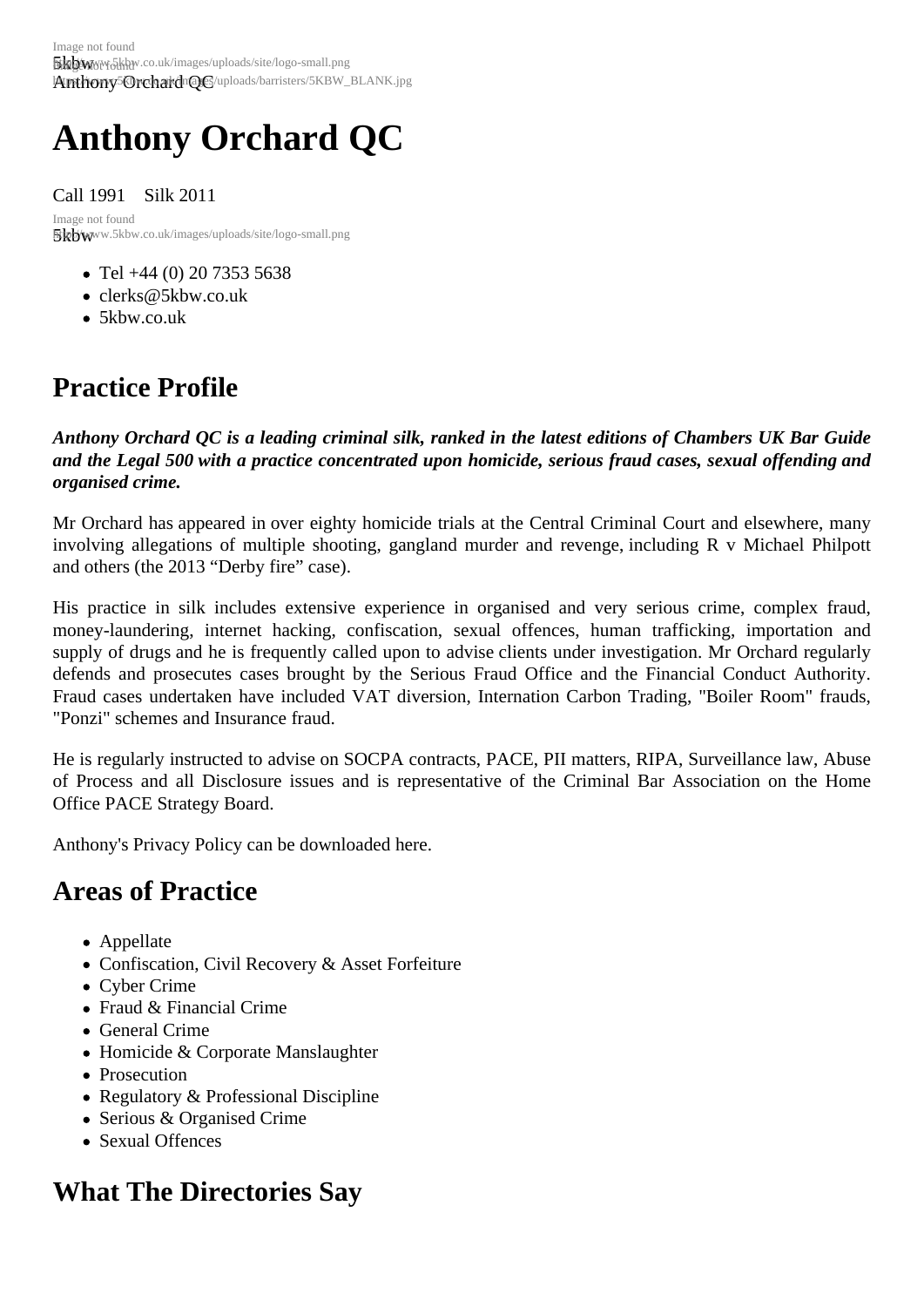# Anthony Orchard QC

Call 1991    Silk 2011

- Tel +44 (0) 20 7353 5638
- clerks@5kbw.co.uk
- 5kbw.co.uk

## Practice Profile

***Anthony Orchard QC is a leading criminal silk, ranked in the latest editions of Chambers UK Bar Guide and the Legal 500 with a practice concentrated upon homicide, serious fraud cases, sexual offending and organised crime.***

Mr Orchard has appeared in over eighty homicide trials at the Central Criminal Court and elsewhere, many involving allegations of multiple shooting, gangland murder and revenge, including R v Michael Philpott and others (the 2013 "Derby fire" case).

His practice in silk includes extensive experience in organised and very serious crime, complex fraud, money-laundering, internet hacking, confiscation, sexual offences, human trafficking, importation and supply of drugs and he is frequently called upon to advise clients under investigation. Mr Orchard regularly defends and prosecutes cases brought by the Serious Fraud Office and the Financial Conduct Authority. Fraud cases undertaken have included VAT diversion, Internation Carbon Trading, "Boiler Room" frauds, "Ponzi" schemes and Insurance fraud.

He is regularly instructed to advise on SOCPA contracts, PACE, PII matters, RIPA, Surveillance law, Abuse of Process and all Disclosure issues and is representative of the Criminal Bar Association on the Home Office PACE Strategy Board.

Anthony's Privacy Policy can be downloaded here.

## Areas of Practice

- Appellate
- Confiscation, Civil Recovery & Asset Forfeiture
- Cyber Crime
- Fraud & Financial Crime
- General Crime
- Homicide & Corporate Manslaughter
- Prosecution
- Regulatory & Professional Discipline
- Serious & Organised Crime
- Sexual Offences

## What The Directories Say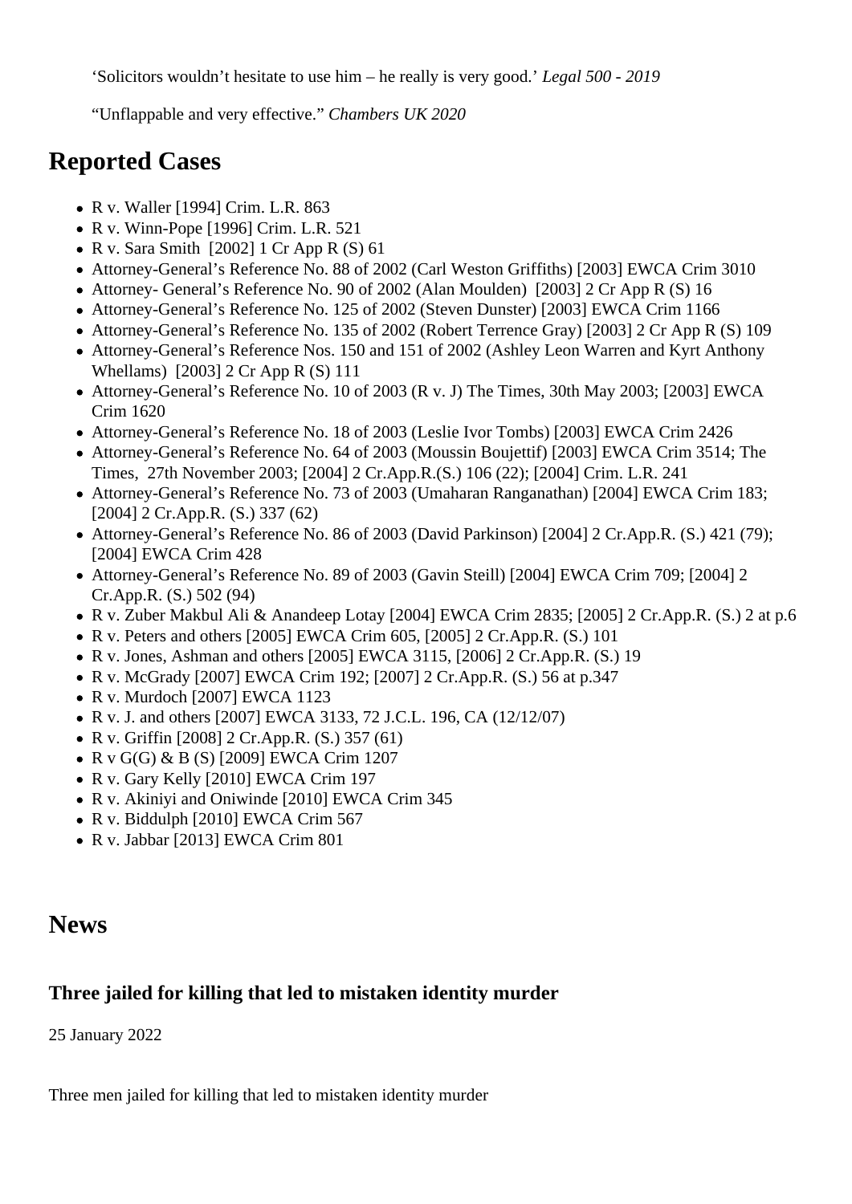‘Solicitors wouldn’t hesitate to use him – he really is very good.’ *Legal 500 - 2019*

“Unflappable and very effective.” *Chambers UK 2020*

## Reported Cases

- R v. Waller [1994] Crim. L.R. 863
- R v. Winn-Pope [1996] Crim. L.R. 521
- R v. Sara Smith  [2002] 1 Cr App R (S) 61
- Attorney-General’s Reference No. 88 of 2002 (Carl Weston Griffiths) [2003] EWCA Crim 3010
- Attorney- General’s Reference No. 90 of 2002 (Alan Moulden)  [2003] 2 Cr App R (S) 16
- Attorney-General’s Reference No. 125 of 2002 (Steven Dunster) [2003] EWCA Crim 1166
- Attorney-General’s Reference No. 135 of 2002 (Robert Terrence Gray) [2003] 2 Cr App R (S) 109
- Attorney-General’s Reference Nos. 150 and 151 of 2002 (Ashley Leon Warren and Kyrt Anthony Whellams)  [2003] 2 Cr App R (S) 111
- Attorney-General’s Reference No. 10 of 2003 (R v. J) The Times, 30th May 2003; [2003] EWCA Crim 1620
- Attorney-General’s Reference No. 18 of 2003 (Leslie Ivor Tombs) [2003] EWCA Crim 2426
- Attorney-General’s Reference No. 64 of 2003 (Moussin Boujettif) [2003] EWCA Crim 3514; The Times,  27th November 2003; [2004] 2 Cr.App.R.(S.) 106 (22); [2004] Crim. L.R. 241
- Attorney-General’s Reference No. 73 of 2003 (Umaharan Ranganathan) [2004] EWCA Crim 183; [2004] 2 Cr.App.R. (S.) 337 (62)
- Attorney-General’s Reference No. 86 of 2003 (David Parkinson) [2004] 2 Cr.App.R. (S.) 421 (79); [2004] EWCA Crim 428
- Attorney-General’s Reference No. 89 of 2003 (Gavin Steill) [2004] EWCA Crim 709; [2004] 2 Cr.App.R. (S.) 502 (94)
- R v. Zuber Makbul Ali & Anandeep Lotay [2004] EWCA Crim 2835; [2005] 2 Cr.App.R. (S.) 2 at p.6
- R v. Peters and others [2005] EWCA Crim 605, [2005] 2 Cr.App.R. (S.) 101
- R v. Jones, Ashman and others [2005] EWCA 3115, [2006] 2 Cr.App.R. (S.) 19
- R v. McGrady [2007] EWCA Crim 192; [2007] 2 Cr.App.R. (S.) 56 at p.347
- R v. Murdoch [2007] EWCA 1123
- R v. J. and others [2007] EWCA 3133, 72 J.C.L. 196, CA (12/12/07)
- R v. Griffin [2008] 2 Cr.App.R. (S.) 357 (61)
- R v G(G) & B (S) [2009] EWCA Crim 1207
- R v. Gary Kelly [2010] EWCA Crim 197
- R v. Akiniyi and Oniwinde [2010] EWCA Crim 345
- R v. Biddulph [2010] EWCA Crim 567
- R v. Jabbar [2013] EWCA Crim 801

## News

### Three jailed for killing that led to mistaken identity murder

25 January 2022

Three men jailed for killing that led to mistaken identity murder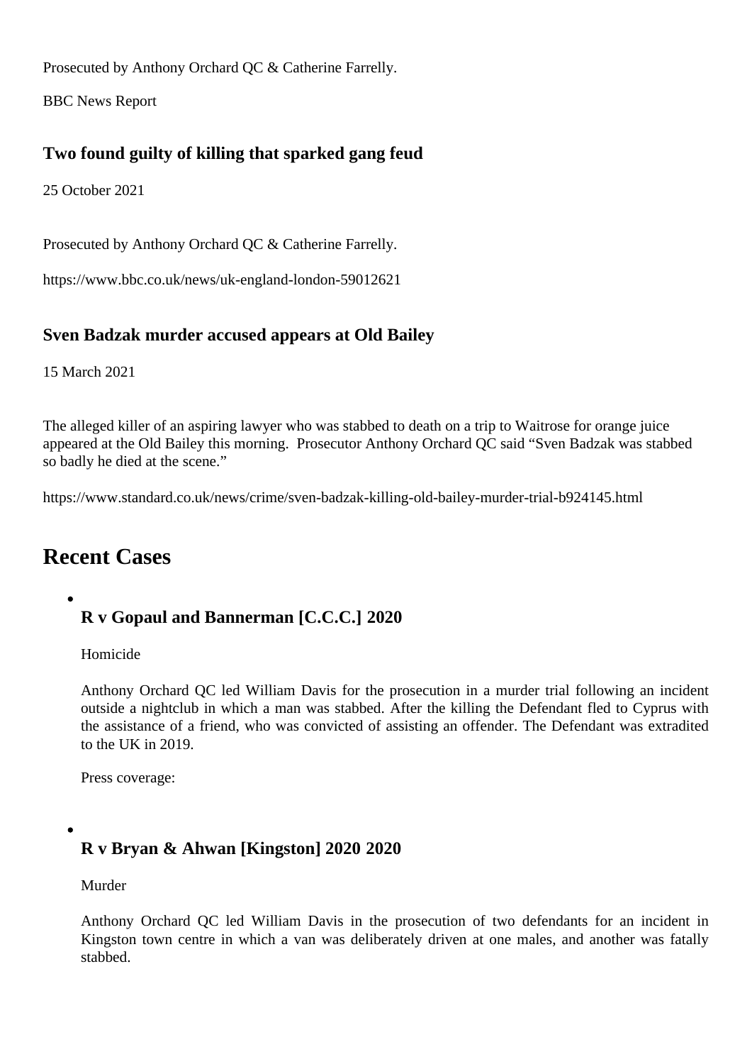Prosecuted by Anthony Orchard QC & Catherine Farrelly.

BBC News Report

### Two found guilty of killing that sparked gang feud

25 October 2021

Prosecuted by Anthony Orchard QC & Catherine Farrelly.

https://www.bbc.co.uk/news/uk-england-london-59012621

### Sven Badzak murder accused appears at Old Bailey

15 March 2021

The alleged killer of an aspiring lawyer who was stabbed to death on a trip to Waitrose for orange juice appeared at the Old Bailey this morning. Prosecutor Anthony Orchard QC said "Sven Badzak was stabbed so badly he died at the scene."

https://www.standard.co.uk/news/crime/sven-badzak-killing-old-bailey-murder-trial-b924145.html

## Recent Cases

- ### R v Gopaul and Bannerman [C.C.C.] 2020

  Homicide

  Anthony Orchard QC led William Davis for the prosecution in a murder trial following an incident outside a nightclub in which a man was stabbed. After the killing the Defendant fled to Cyprus with the assistance of a friend, who was convicted of assisting an offender. The Defendant was extradited to the UK in 2019.

  Press coverage:

- ### R v Bryan & Ahwan [Kingston] 2020 2020

  Murder

  Anthony Orchard QC led William Davis in the prosecution of two defendants for an incident in Kingston town centre in which a van was deliberately driven at one males, and another was fatally stabbed.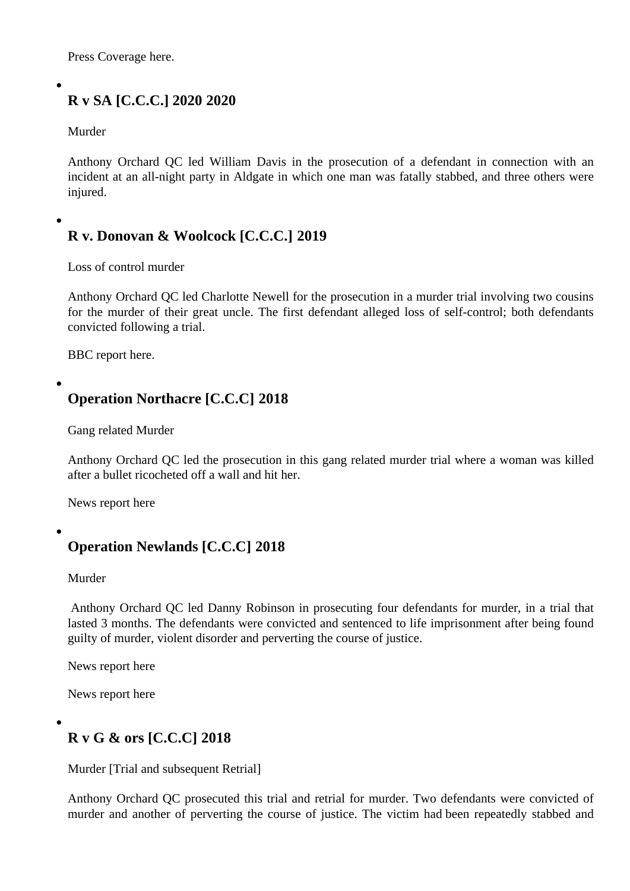Press Coverage here.

- ### R v SA [C.C.C.] 2020 2020

  Murder

  Anthony Orchard QC led William Davis in the prosecution of a defendant in connection with an incident at an all-night party in Aldgate in which one man was fatally stabbed, and three others were injured.

- ### R v. Donovan & Woolcock [C.C.C.] 2019

  Loss of control murder

  Anthony Orchard QC led Charlotte Newell for the prosecution in a murder trial involving two cousins for the murder of their great uncle. The first defendant alleged loss of self-control; both defendants convicted following a trial.

  BBC report here.

- ### Operation Northacre [C.C.C] 2018

  Gang related Murder

  Anthony Orchard QC led the prosecution in this gang related murder trial where a woman was killed after a bullet ricocheted off a wall and hit her.

  News report here

- ### Operation Newlands [C.C.C] 2018

  Murder

  Anthony Orchard QC led Danny Robinson in prosecuting four defendants for murder, in a trial that lasted 3 months. The defendants were convicted and sentenced to life imprisonment after being found guilty of murder, violent disorder and perverting the course of justice.

  News report here

  News report here

- ### R v G & ors [C.C.C] 2018

  Murder [Trial and subsequent Retrial]

  Anthony Orchard QC prosecuted this trial and retrial for murder. Two defendants were convicted of murder and another of perverting the course of justice. The victim had been repeatedly stabbed and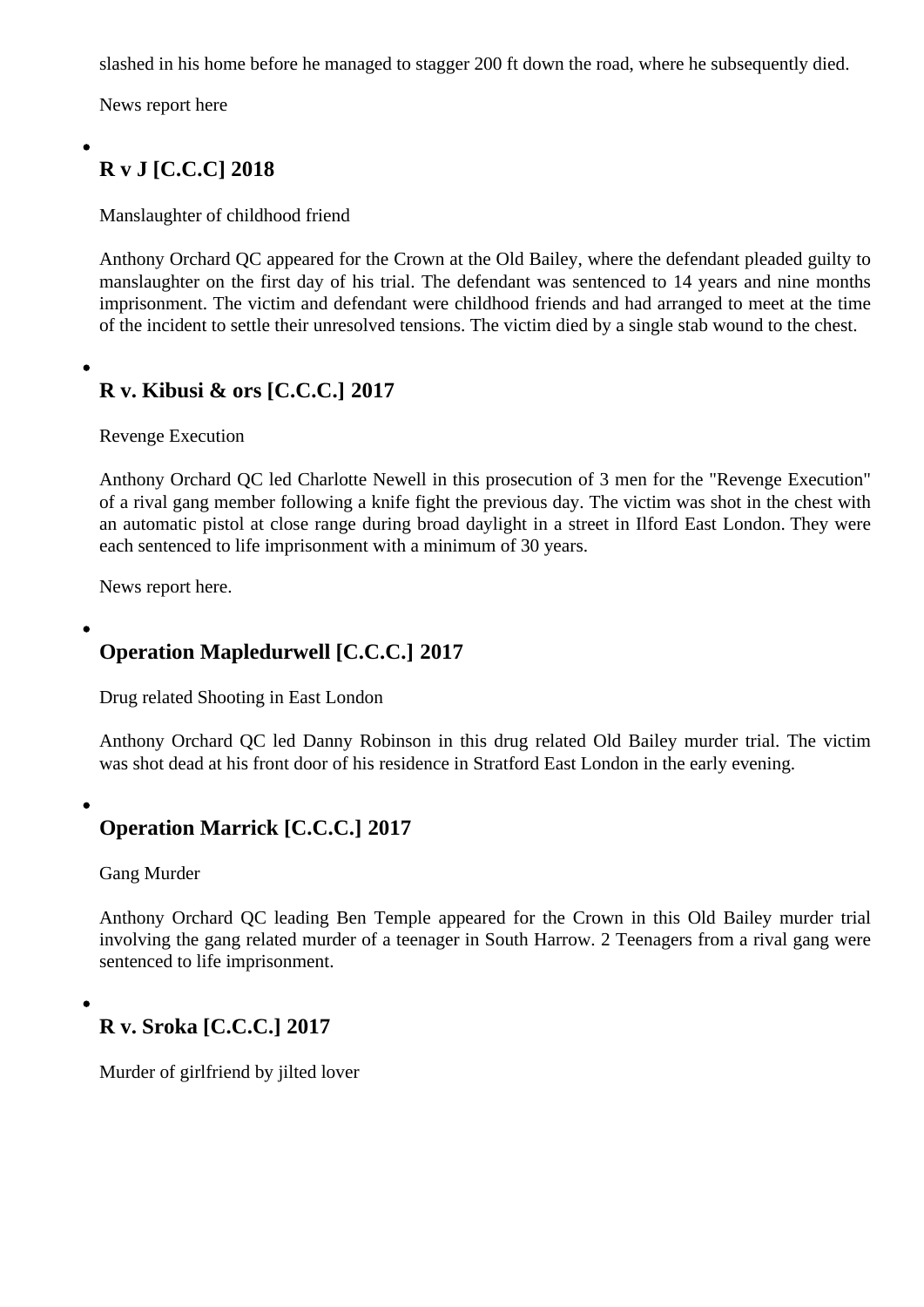slashed in his home before he managed to stagger 200 ft down the road, where he subsequently died.

News report here

- ### R v J [C.C.C] 2018

  Manslaughter of childhood friend

  Anthony Orchard QC appeared for the Crown at the Old Bailey, where the defendant pleaded guilty to manslaughter on the first day of his trial. The defendant was sentenced to 14 years and nine months imprisonment. The victim and defendant were childhood friends and had arranged to meet at the time of the incident to settle their unresolved tensions. The victim died by a single stab wound to the chest.

- ### R v. Kibusi & ors [C.C.C.] 2017

  Revenge Execution

  Anthony Orchard QC led Charlotte Newell in this prosecution of 3 men for the "Revenge Execution" of a rival gang member following a knife fight the previous day. The victim was shot in the chest with an automatic pistol at close range during broad daylight in a street in Ilford East London. They were each sentenced to life imprisonment with a minimum of 30 years.

  News report here.

- ### Operation Mapledurwell [C.C.C.] 2017

  Drug related Shooting in East London

  Anthony Orchard QC led Danny Robinson in this drug related Old Bailey murder trial. The victim was shot dead at his front door of his residence in Stratford East London in the early evening.

- ### Operation Marrick [C.C.C.] 2017

  Gang Murder

  Anthony Orchard QC leading Ben Temple appeared for the Crown in this Old Bailey murder trial involving the gang related murder of a teenager in South Harrow. 2 Teenagers from a rival gang were sentenced to life imprisonment.

- ### R v. Sroka [C.C.C.] 2017

  Murder of girlfriend by jilted lover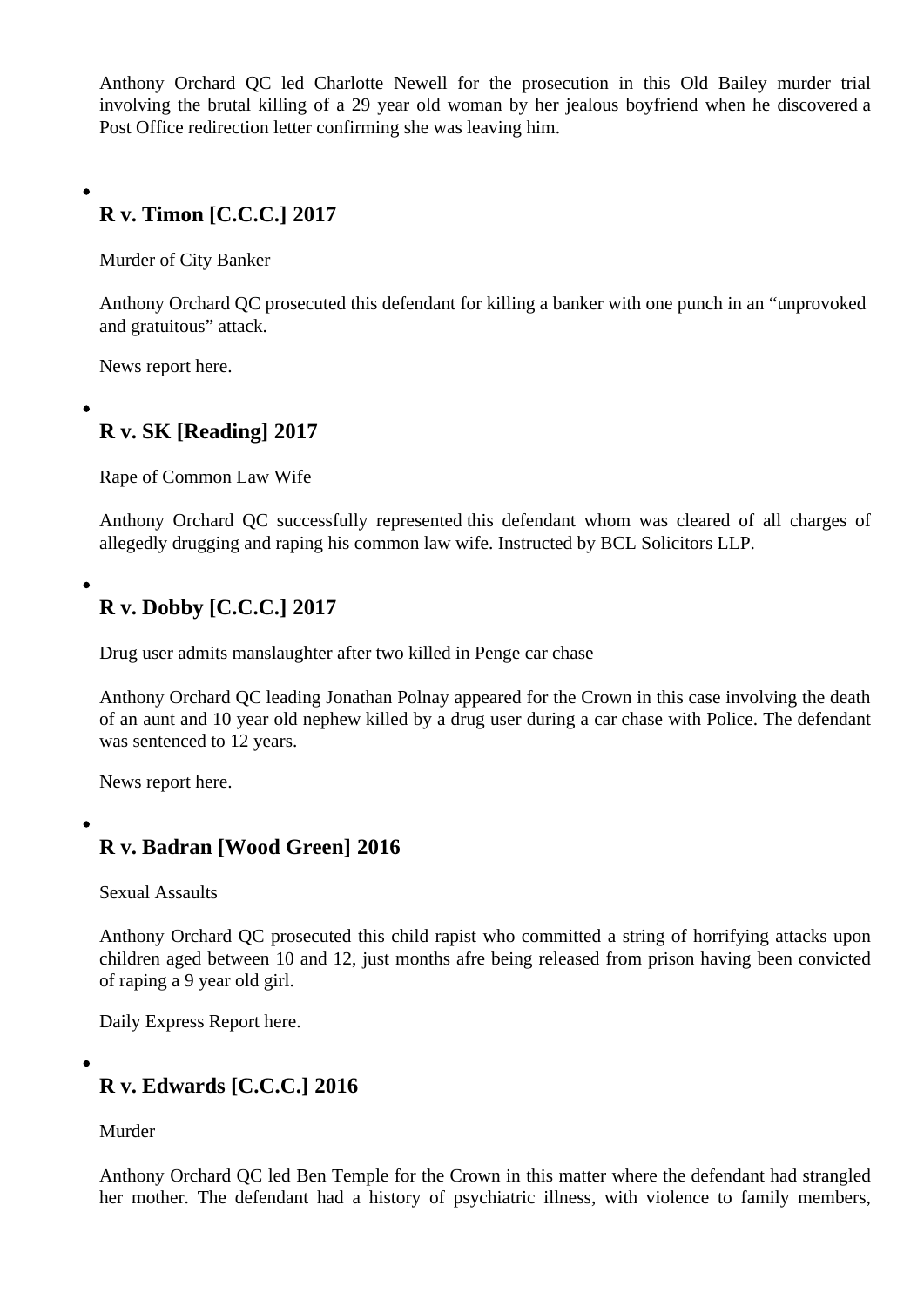Anthony Orchard QC led Charlotte Newell for the prosecution in this Old Bailey murder trial involving the brutal killing of a 29 year old woman by her jealous boyfriend when he discovered a Post Office redirection letter confirming she was leaving him.

- ### R v. Timon [C.C.C.] 2017

  Murder of City Banker

  Anthony Orchard QC prosecuted this defendant for killing a banker with one punch in an "unprovoked and gratuitous" attack.

  News report here.

- ### R v. SK [Reading] 2017

  Rape of Common Law Wife

  Anthony Orchard QC successfully represented this defendant whom was cleared of all charges of allegedly drugging and raping his common law wife. Instructed by BCL Solicitors LLP.

- ### R v. Dobby [C.C.C.] 2017

  Drug user admits manslaughter after two killed in Penge car chase

  Anthony Orchard QC leading Jonathan Polnay appeared for the Crown in this case involving the death of an aunt and 10 year old nephew killed by a drug user during a car chase with Police. The defendant was sentenced to 12 years.

  News report here.

- ### R v. Badran [Wood Green] 2016

  Sexual Assaults

  Anthony Orchard QC prosecuted this child rapist who committed a string of horrifying attacks upon children aged between 10 and 12, just months afre being released from prison having been convicted of raping a 9 year old girl.

  Daily Express Report here.

- ### R v. Edwards [C.C.C.] 2016

  Murder

  Anthony Orchard QC led Ben Temple for the Crown in this matter where the defendant had strangled her mother. The defendant had a history of psychiatric illness, with violence to family members,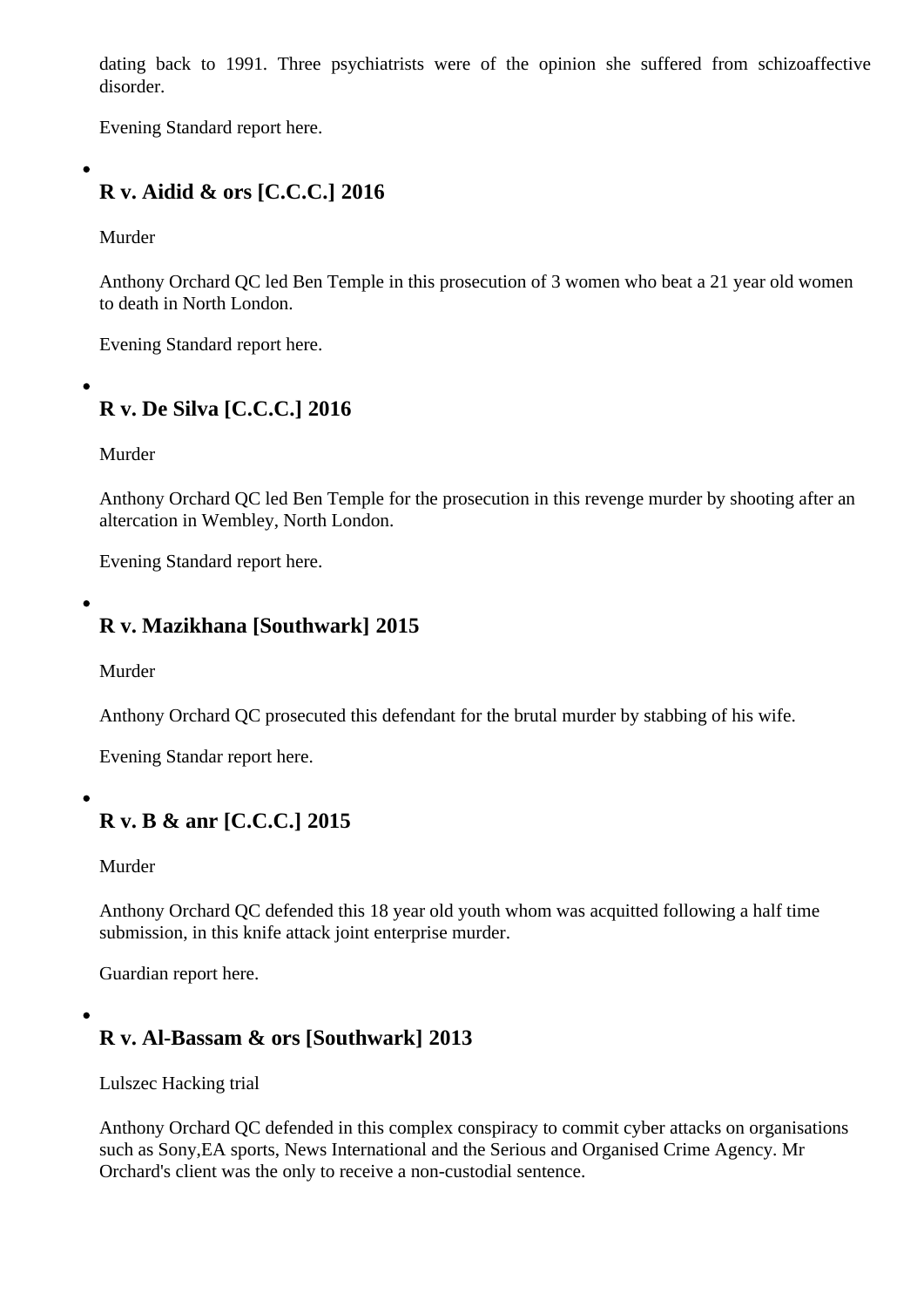dating back to 1991. Three psychiatrists were of the opinion she suffered from schizoaffective disorder.

Evening Standard report here.

- ### R v. Aidid & ors [C.C.C.] 2016

  Murder

  Anthony Orchard QC led Ben Temple in this prosecution of 3 women who beat a 21 year old women to death in North London.

  Evening Standard report here.

- ### R v. De Silva [C.C.C.] 2016

  Murder

  Anthony Orchard QC led Ben Temple for the prosecution in this revenge murder by shooting after an altercation in Wembley, North London.

  Evening Standard report here.

- ### R v. Mazikhana [Southwark] 2015

  Murder

  Anthony Orchard QC prosecuted this defendant for the brutal murder by stabbing of his wife.

  Evening Standar report here.

- ### R v. B & anr [C.C.C.] 2015

  Murder

  Anthony Orchard QC defended this 18 year old youth whom was acquitted following a half time submission, in this knife attack joint enterprise murder.

  Guardian report here.

- ### R v. Al-Bassam & ors [Southwark] 2013

  Lulszec Hacking trial

  Anthony Orchard QC defended in this complex conspiracy to commit cyber attacks on organisations such as Sony,EA sports, News International and the Serious and Organised Crime Agency. Mr Orchard's client was the only to receive a non-custodial sentence.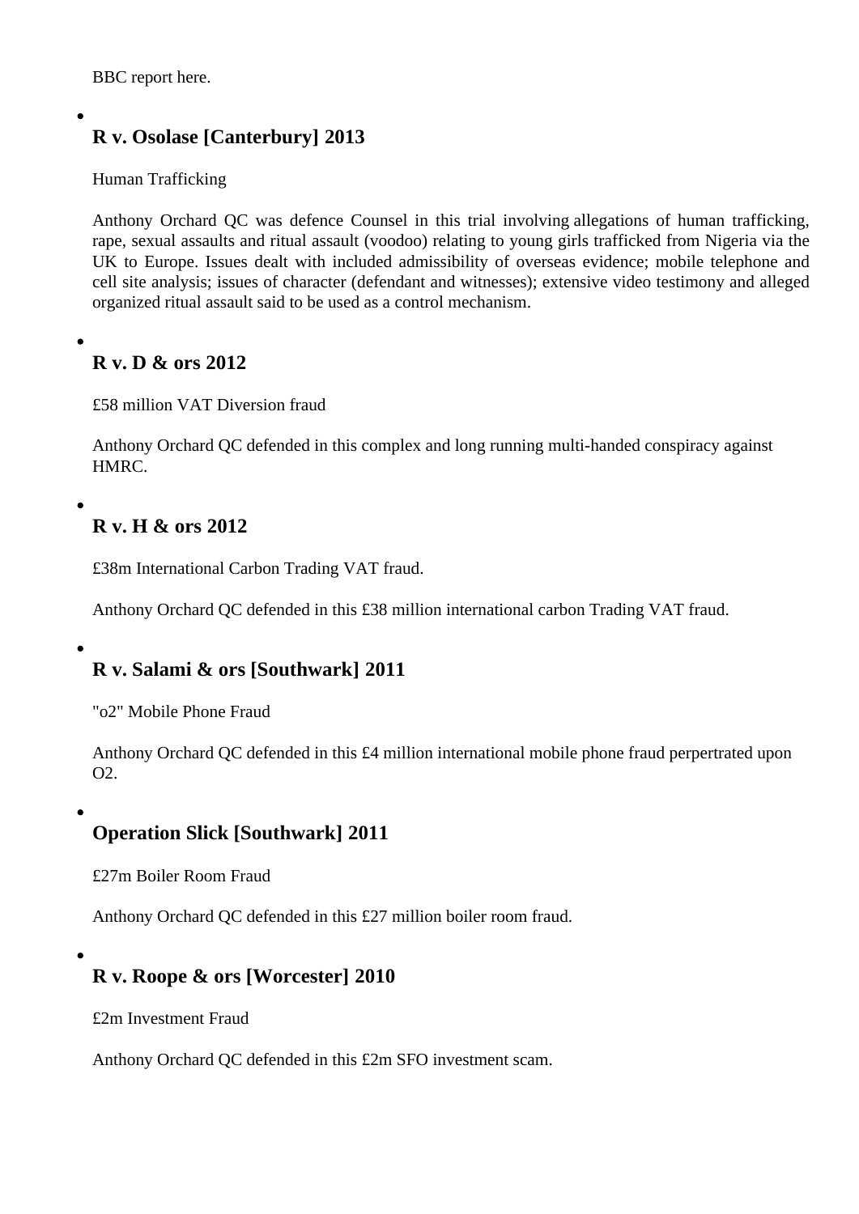BBC report here.

- ### R v. Osolase [Canterbury] 2013

  Human Trafficking

  Anthony Orchard QC was defence Counsel in this trial involving allegations of human trafficking, rape, sexual assaults and ritual assault (voodoo) relating to young girls trafficked from Nigeria via the UK to Europe. Issues dealt with included admissibility of overseas evidence; mobile telephone and cell site analysis; issues of character (defendant and witnesses); extensive video testimony and alleged organized ritual assault said to be used as a control mechanism.

- ### R v. D & ors 2012

  £58 million VAT Diversion fraud

  Anthony Orchard QC defended in this complex and long running multi-handed conspiracy against HMRC.

- ### R v. H & ors 2012

  £38m International Carbon Trading VAT fraud.

  Anthony Orchard QC defended in this £38 million international carbon Trading VAT fraud.

- ### R v. Salami & ors [Southwark] 2011

  "o2" Mobile Phone Fraud

  Anthony Orchard QC defended in this £4 million international mobile phone fraud perpertrated upon O2.

- ### Operation Slick [Southwark] 2011

  £27m Boiler Room Fraud

  Anthony Orchard QC defended in this £27 million boiler room fraud.

- ### R v. Roope & ors [Worcester] 2010

  £2m Investment Fraud

  Anthony Orchard QC defended in this £2m SFO investment scam.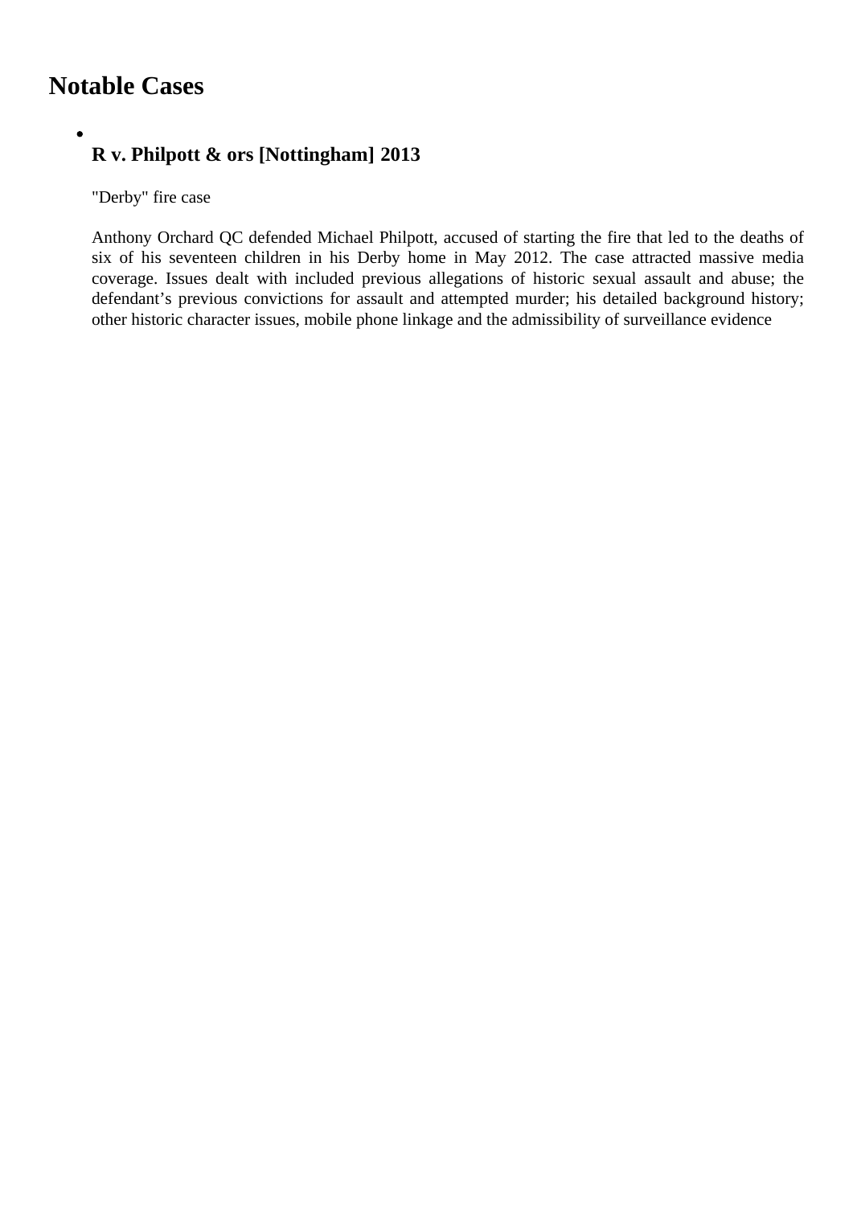## Notable Cases

- ### R v. Philpott & ors [Nottingham] 2013

  "Derby" fire case

  Anthony Orchard QC defended Michael Philpott, accused of starting the fire that led to the deaths of six of his seventeen children in his Derby home in May 2012. The case attracted massive media coverage. Issues dealt with included previous allegations of historic sexual assault and abuse; the defendant's previous convictions for assault and attempted murder; his detailed background history; other historic character issues, mobile phone linkage and the admissibility of surveillance evidence